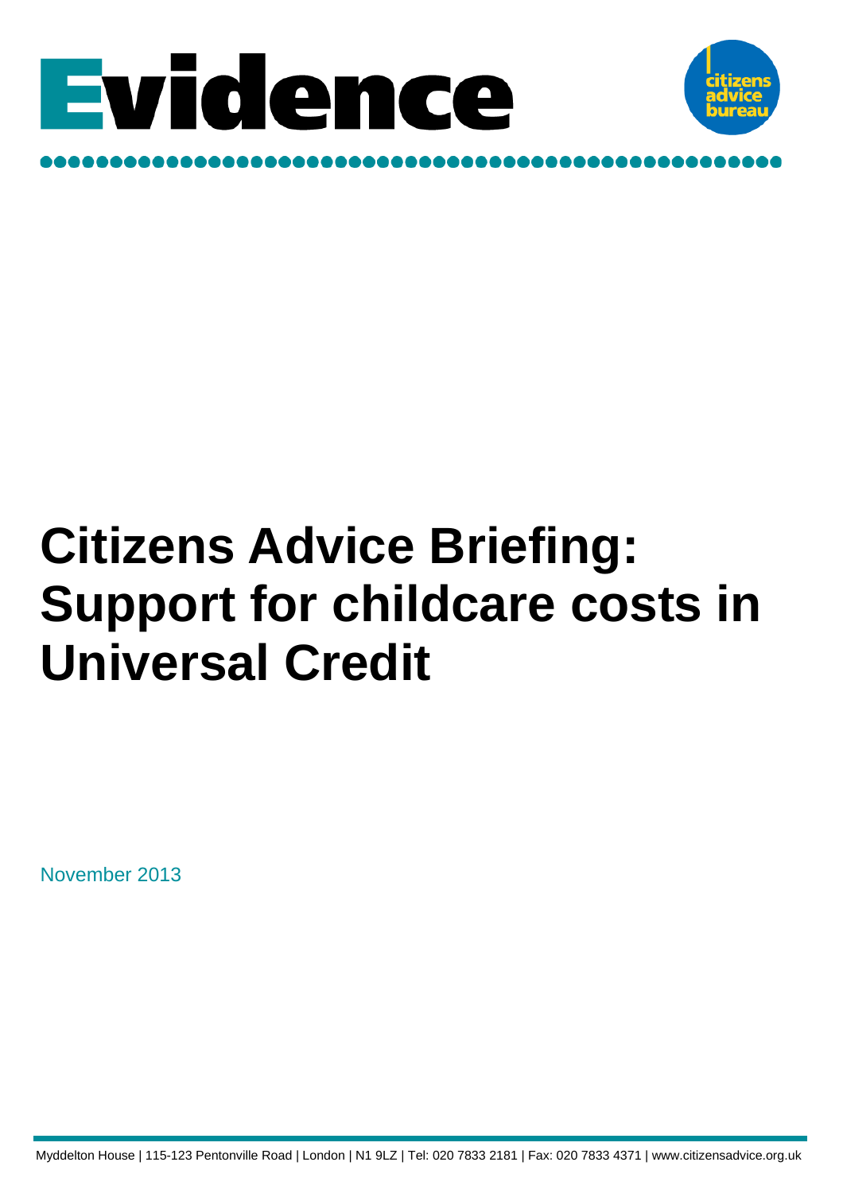Evidence

citizens advice bureau

# Citizens Advice Briefing: Support for childcare costs in Universal Credit

November 2013

Myddelton House | 115-123 Pentonville Road | London | N1 9LZ | Tel: 020 7833 2181 | Fax: 020 7833 4371 | www.citizensadvice.org.uk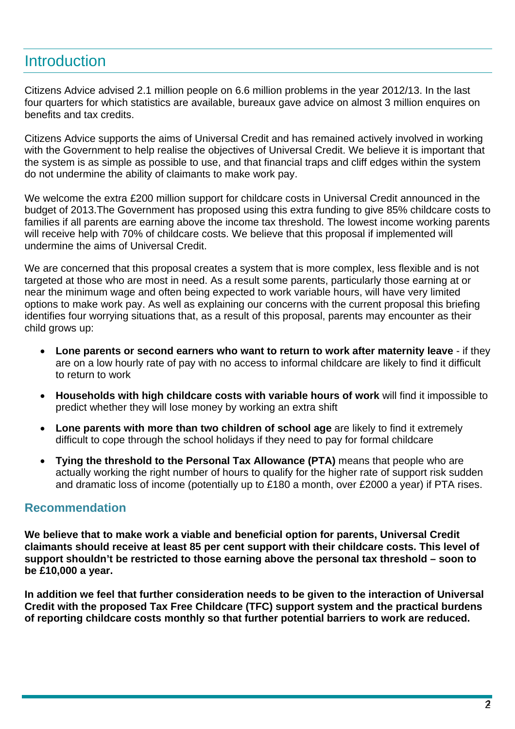## Introduction

Citizens Advice advised 2.1 million people on 6.6 million problems in the year 2012/13. In the last four quarters for which statistics are available, bureaux gave advice on almost 3 million enquires on benefits and tax credits.

Citizens Advice supports the aims of Universal Credit and has remained actively involved in working with the Government to help realise the objectives of Universal Credit. We believe it is important that the system is as simple as possible to use, and that financial traps and cliff edges within the system do not undermine the ability of claimants to make work pay.

We welcome the extra £200 million support for childcare costs in Universal Credit announced in the budget of 2013.The Government has proposed using this extra funding to give 85% childcare costs to families if all parents are earning above the income tax threshold. The lowest income working parents will receive help with 70% of childcare costs. We believe that this proposal if implemented will undermine the aims of Universal Credit.

We are concerned that this proposal creates a system that is more complex, less flexible and is not targeted at those who are most in need. As a result some parents, particularly those earning at or near the minimum wage and often being expected to work variable hours, will have very limited options to make work pay. As well as explaining our concerns with the current proposal this briefing identifies four worrying situations that, as a result of this proposal, parents may encounter as their child grows up:

- **Lone parents or second earners who want to return to work after maternity leave** - if they are on a low hourly rate of pay with no access to informal childcare are likely to find it difficult to return to work
- **Households with high childcare costs with variable hours of work** will find it impossible to predict whether they will lose money by working an extra shift
- **Lone parents with more than two children of school age** are likely to find it extremely difficult to cope through the school holidays if they need to pay for formal childcare
- **Tying the threshold to the Personal Tax Allowance (PTA)** means that people who are actually working the right number of hours to qualify for the higher rate of support risk sudden and dramatic loss of income (potentially up to £180 a month, over £2000 a year) if PTA rises.

### Recommendation

**We believe that to make work a viable and beneficial option for parents, Universal Credit claimants should receive at least 85 per cent support with their childcare costs. This level of support shouldn't be restricted to those earning above the personal tax threshold – soon to be £10,000 a year.**

**In addition we feel that further consideration needs to be given to the interaction of Universal Credit with the proposed Tax Free Childcare (TFC) support system and the practical burdens of reporting childcare costs monthly so that further potential barriers to work are reduced.**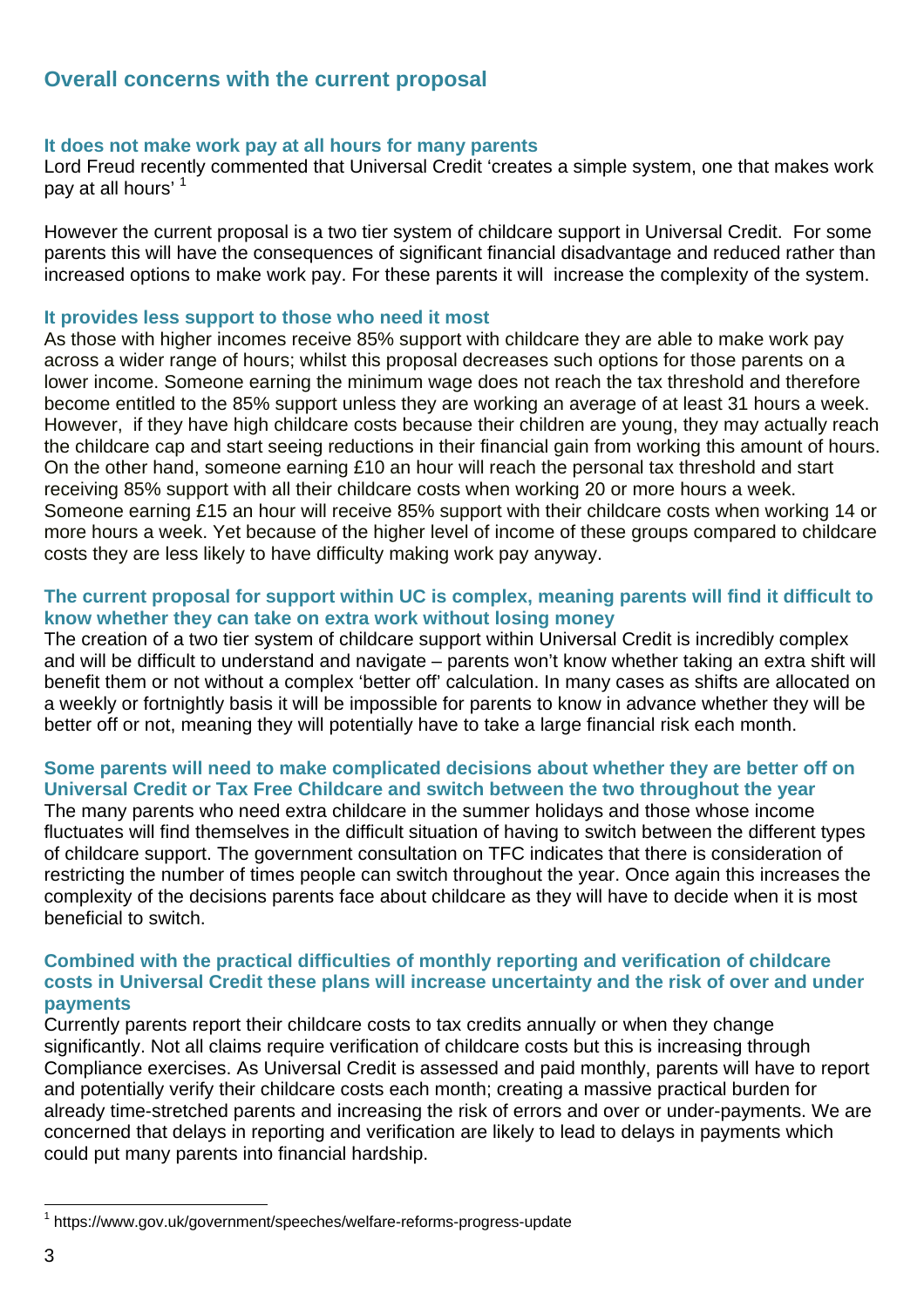## Overall concerns with the current proposal

### It does not make work pay at all hours for many parents

Lord Freud recently commented that Universal Credit 'creates a simple system, one that makes work pay at all hours' [1]

However the current proposal is a two tier system of childcare support in Universal Credit. For some parents this will have the consequences of significant financial disadvantage and reduced rather than increased options to make work pay. For these parents it will increase the complexity of the system.

### It provides less support to those who need it most

As those with higher incomes receive 85% support with childcare they are able to make work pay across a wider range of hours; whilst this proposal decreases such options for those parents on a lower income. Someone earning the minimum wage does not reach the tax threshold and therefore become entitled to the 85% support unless they are working an average of at least 31 hours a week. However, if they have high childcare costs because their children are young, they may actually reach the childcare cap and start seeing reductions in their financial gain from working this amount of hours. On the other hand, someone earning £10 an hour will reach the personal tax threshold and start receiving 85% support with all their childcare costs when working 20 or more hours a week. Someone earning £15 an hour will receive 85% support with their childcare costs when working 14 or more hours a week. Yet because of the higher level of income of these groups compared to childcare costs they are less likely to have difficulty making work pay anyway.

### The current proposal for support within UC is complex, meaning parents will find it difficult to know whether they can take on extra work without losing money

The creation of a two tier system of childcare support within Universal Credit is incredibly complex and will be difficult to understand and navigate – parents won't know whether taking an extra shift will benefit them or not without a complex 'better off' calculation. In many cases as shifts are allocated on a weekly or fortnightly basis it will be impossible for parents to know in advance whether they will be better off or not, meaning they will potentially have to take a large financial risk each month.

### Some parents will need to make complicated decisions about whether they are better off on Universal Credit or Tax Free Childcare and switch between the two throughout the year

The many parents who need extra childcare in the summer holidays and those whose income fluctuates will find themselves in the difficult situation of having to switch between the different types of childcare support. The government consultation on TFC indicates that there is consideration of restricting the number of times people can switch throughout the year. Once again this increases the complexity of the decisions parents face about childcare as they will have to decide when it is most beneficial to switch.

### Combined with the practical difficulties of monthly reporting and verification of childcare costs in Universal Credit these plans will increase uncertainty and the risk of over and under payments

Currently parents report their childcare costs to tax credits annually or when they change significantly. Not all claims require verification of childcare costs but this is increasing through Compliance exercises. As Universal Credit is assessed and paid monthly, parents will have to report and potentially verify their childcare costs each month; creating a massive practical burden for already time-stretched parents and increasing the risk of errors and over or under-payments. We are concerned that delays in reporting and verification are likely to lead to delays in payments which could put many parents into financial hardship.

---

[1] https://www.gov.uk/government/speeches/welfare-reforms-progress-update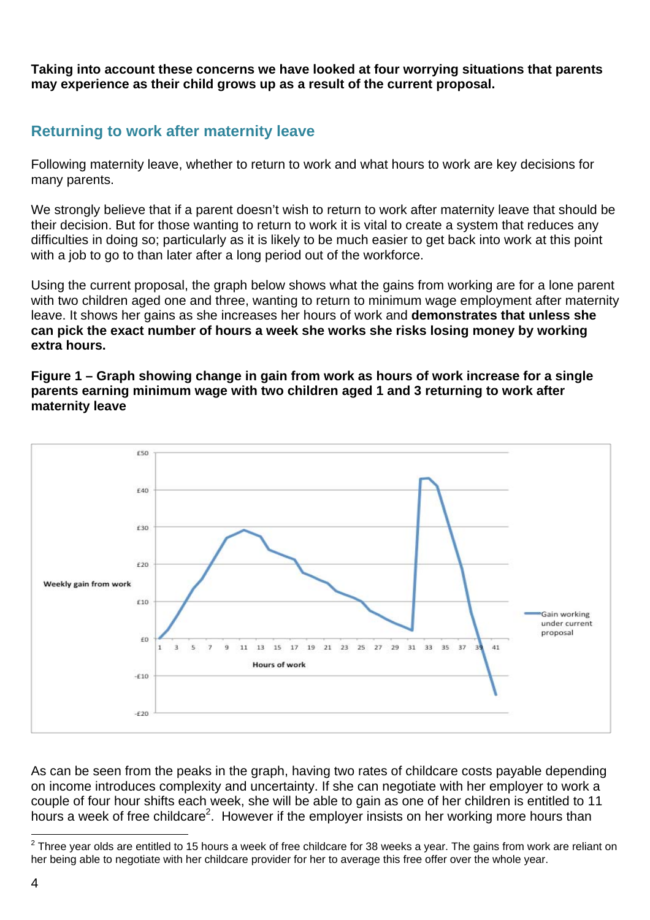**Taking into account these concerns we have looked at four worrying situations that parents may experience as their child grows up as a result of the current proposal.**

## Returning to work after maternity leave

Following maternity leave, whether to return to work and what hours to work are key decisions for many parents.

We strongly believe that if a parent doesn't wish to return to work after maternity leave that should be their decision. But for those wanting to return to work it is vital to create a system that reduces any difficulties in doing so; particularly as it is likely to be much easier to get back into work at this point with a job to go to than later after a long period out of the workforce.

Using the current proposal, the graph below shows what the gains from working are for a lone parent with two children aged one and three, wanting to return to minimum wage employment after maternity leave. It shows her gains as she increases her hours of work and **demonstrates that unless she can pick the exact number of hours a week she works she risks losing money by working extra hours.**

**Figure 1 – Graph showing change in gain from work as hours of work increase for a single parents earning minimum wage with two children aged 1 and 3 returning to work after maternity leave**

As can be seen from the peaks in the graph, having two rates of childcare costs payable depending on income introduces complexity and uncertainty. If she can negotiate with her employer to work a couple of four hour shifts each week, she will be able to gain as one of her children is entitled to 11 hours a week of free childcare[2]. However if the employer insists on her working more hours than

[2] Three year olds are entitled to 15 hours a week of free childcare for 38 weeks a year. The gains from work are reliant on her being able to negotiate with her childcare provider for her to average this free offer over the whole year.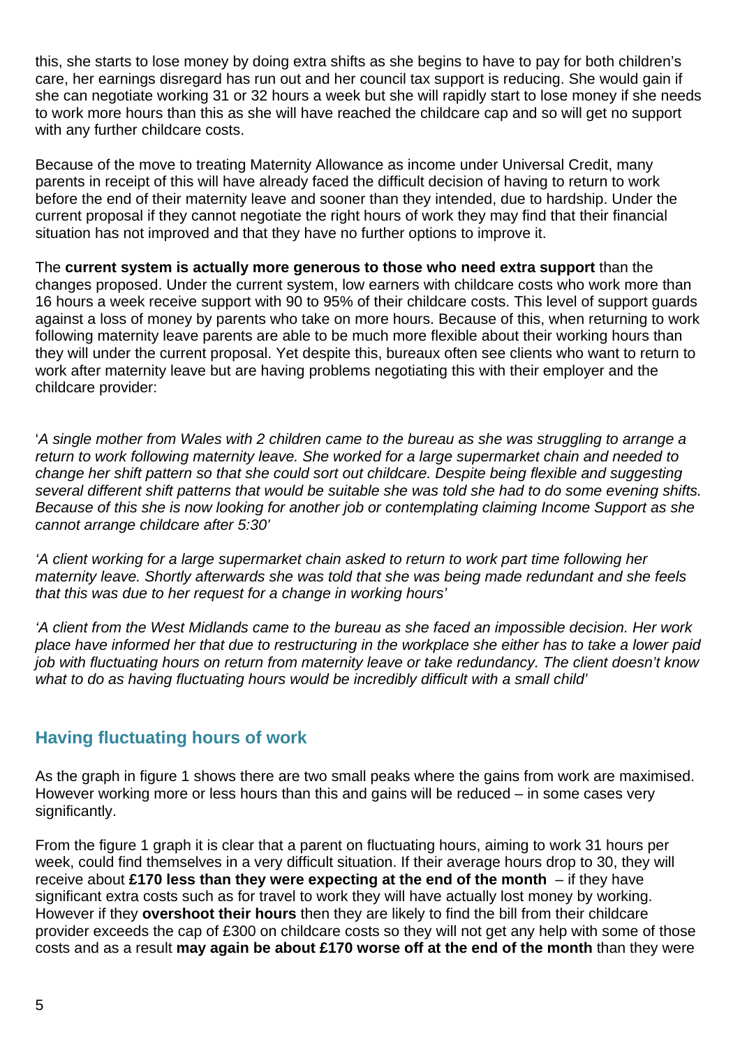this, she starts to lose money by doing extra shifts as she begins to have to pay for both children's care, her earnings disregard has run out and her council tax support is reducing. She would gain if she can negotiate working 31 or 32 hours a week but she will rapidly start to lose money if she needs to work more hours than this as she will have reached the childcare cap and so will get no support with any further childcare costs.

Because of the move to treating Maternity Allowance as income under Universal Credit, many parents in receipt of this will have already faced the difficult decision of having to return to work before the end of their maternity leave and sooner than they intended, due to hardship. Under the current proposal if they cannot negotiate the right hours of work they may find that their financial situation has not improved and that they have no further options to improve it.

The **current system is actually more generous to those who need extra support** than the changes proposed. Under the current system, low earners with childcare costs who work more than 16 hours a week receive support with 90 to 95% of their childcare costs. This level of support guards against a loss of money by parents who take on more hours. Because of this, when returning to work following maternity leave parents are able to be much more flexible about their working hours than they will under the current proposal. Yet despite this, bureaux often see clients who want to return to work after maternity leave but are having problems negotiating this with their employer and the childcare provider:

'*A single mother from Wales with 2 children came to the bureau as she was struggling to arrange a return to work following maternity leave. She worked for a large supermarket chain and needed to change her shift pattern so that she could sort out childcare. Despite being flexible and suggesting several different shift patterns that would be suitable she was told she had to do some evening shifts. Because of this she is now looking for another job or contemplating claiming Income Support as she cannot arrange childcare after 5:30'*

*'A client working for a large supermarket chain asked to return to work part time following her maternity leave. Shortly afterwards she was told that she was being made redundant and she feels that this was due to her request for a change in working hours'*

*'A client from the West Midlands came to the bureau as she faced an impossible decision. Her work place have informed her that due to restructuring in the workplace she either has to take a lower paid job with fluctuating hours on return from maternity leave or take redundancy. The client doesn't know what to do as having fluctuating hours would be incredibly difficult with a small child'*

## Having fluctuating hours of work

As the graph in figure 1 shows there are two small peaks where the gains from work are maximised. However working more or less hours than this and gains will be reduced – in some cases very significantly.

From the figure 1 graph it is clear that a parent on fluctuating hours, aiming to work 31 hours per week, could find themselves in a very difficult situation. If their average hours drop to 30, they will receive about **£170 less than they were expecting at the end of the month** – if they have significant extra costs such as for travel to work they will have actually lost money by working. However if they **overshoot their hours** then they are likely to find the bill from their childcare provider exceeds the cap of £300 on childcare costs so they will not get any help with some of those costs and as a result **may again be about £170 worse off at the end of the month** than they were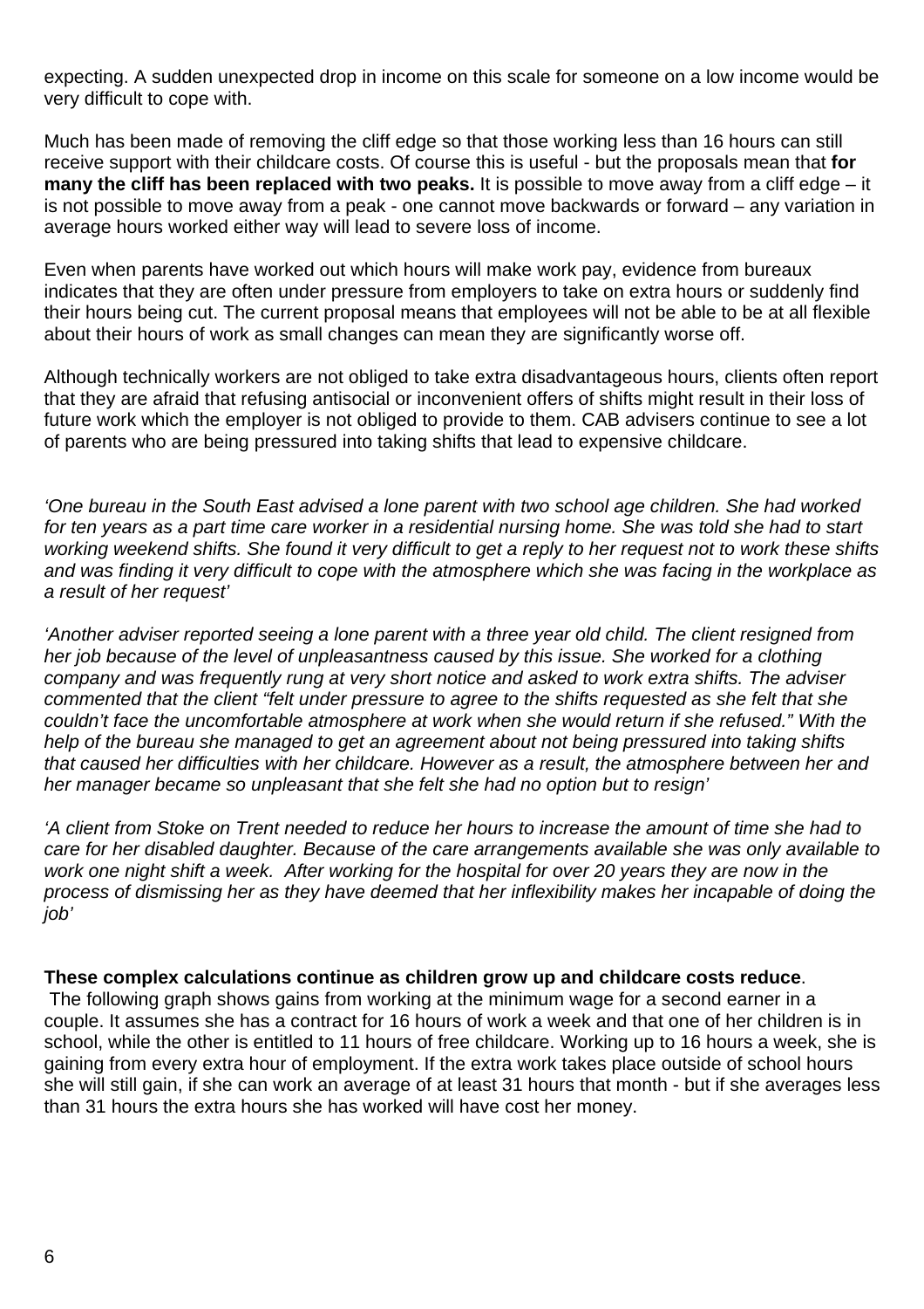expecting. A sudden unexpected drop in income on this scale for someone on a low income would be very difficult to cope with.

Much has been made of removing the cliff edge so that those working less than 16 hours can still receive support with their childcare costs. Of course this is useful - but the proposals mean that **for many the cliff has been replaced with two peaks.** It is possible to move away from a cliff edge – it is not possible to move away from a peak - one cannot move backwards or forward – any variation in average hours worked either way will lead to severe loss of income.

Even when parents have worked out which hours will make work pay, evidence from bureaux indicates that they are often under pressure from employers to take on extra hours or suddenly find their hours being cut. The current proposal means that employees will not be able to be at all flexible about their hours of work as small changes can mean they are significantly worse off.

Although technically workers are not obliged to take extra disadvantageous hours, clients often report that they are afraid that refusing antisocial or inconvenient offers of shifts might result in their loss of future work which the employer is not obliged to provide to them. CAB advisers continue to see a lot of parents who are being pressured into taking shifts that lead to expensive childcare.

*'One bureau in the South East advised a lone parent with two school age children. She had worked for ten years as a part time care worker in a residential nursing home. She was told she had to start working weekend shifts. She found it very difficult to get a reply to her request not to work these shifts and was finding it very difficult to cope with the atmosphere which she was facing in the workplace as a result of her request'*

*'Another adviser reported seeing a lone parent with a three year old child. The client resigned from her job because of the level of unpleasantness caused by this issue. She worked for a clothing company and was frequently rung at very short notice and asked to work extra shifts. The adviser commented that the client "felt under pressure to agree to the shifts requested as she felt that she couldn't face the uncomfortable atmosphere at work when she would return if she refused." With the help of the bureau she managed to get an agreement about not being pressured into taking shifts that caused her difficulties with her childcare. However as a result, the atmosphere between her and her manager became so unpleasant that she felt she had no option but to resign'*

*'A client from Stoke on Trent needed to reduce her hours to increase the amount of time she had to care for her disabled daughter. Because of the care arrangements available she was only available to work one night shift a week. After working for the hospital for over 20 years they are now in the process of dismissing her as they have deemed that her inflexibility makes her incapable of doing the job'*

**These complex calculations continue as children grow up and childcare costs reduce**. The following graph shows gains from working at the minimum wage for a second earner in a couple. It assumes she has a contract for 16 hours of work a week and that one of her children is in school, while the other is entitled to 11 hours of free childcare. Working up to 16 hours a week, she is gaining from every extra hour of employment. If the extra work takes place outside of school hours she will still gain, if she can work an average of at least 31 hours that month - but if she averages less than 31 hours the extra hours she has worked will have cost her money.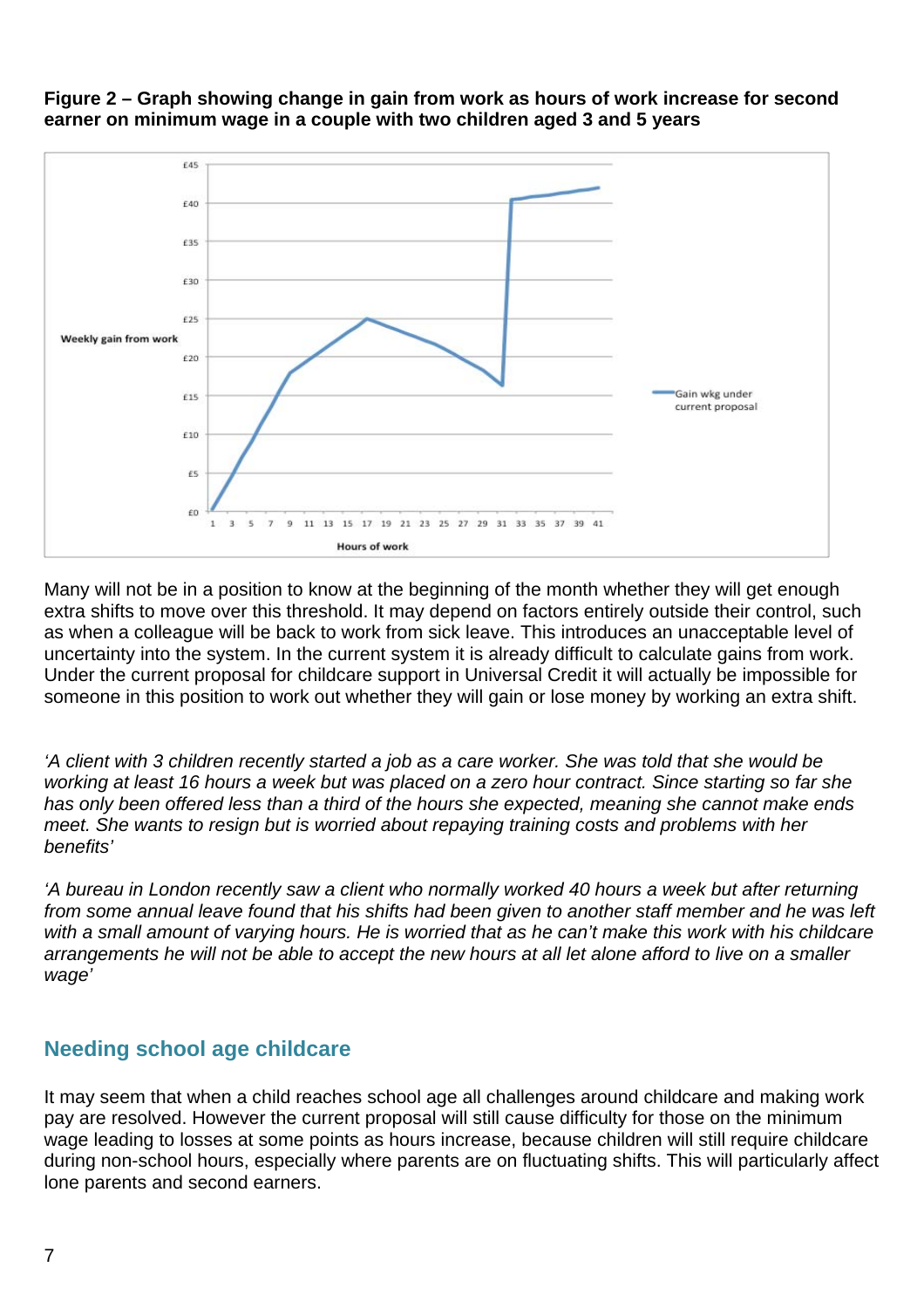**Figure 2 – Graph showing change in gain from work as hours of work increase for second earner on minimum wage in a couple with two children aged 3 and 5 years**

Many will not be in a position to know at the beginning of the month whether they will get enough extra shifts to move over this threshold. It may depend on factors entirely outside their control, such as when a colleague will be back to work from sick leave. This introduces an unacceptable level of uncertainty into the system. In the current system it is already difficult to calculate gains from work. Under the current proposal for childcare support in Universal Credit it will actually be impossible for someone in this position to work out whether they will gain or lose money by working an extra shift.

*'A client with 3 children recently started a job as a care worker. She was told that she would be working at least 16 hours a week but was placed on a zero hour contract. Since starting so far she has only been offered less than a third of the hours she expected, meaning she cannot make ends meet. She wants to resign but is worried about repaying training costs and problems with her benefits'*

*'A bureau in London recently saw a client who normally worked 40 hours a week but after returning from some annual leave found that his shifts had been given to another staff member and he was left with a small amount of varying hours. He is worried that as he can't make this work with his childcare arrangements he will not be able to accept the new hours at all let alone afford to live on a smaller wage'*

## Needing school age childcare

It may seem that when a child reaches school age all challenges around childcare and making work pay are resolved. However the current proposal will still cause difficulty for those on the minimum wage leading to losses at some points as hours increase, because children will still require childcare during non-school hours, especially where parents are on fluctuating shifts. This will particularly affect lone parents and second earners.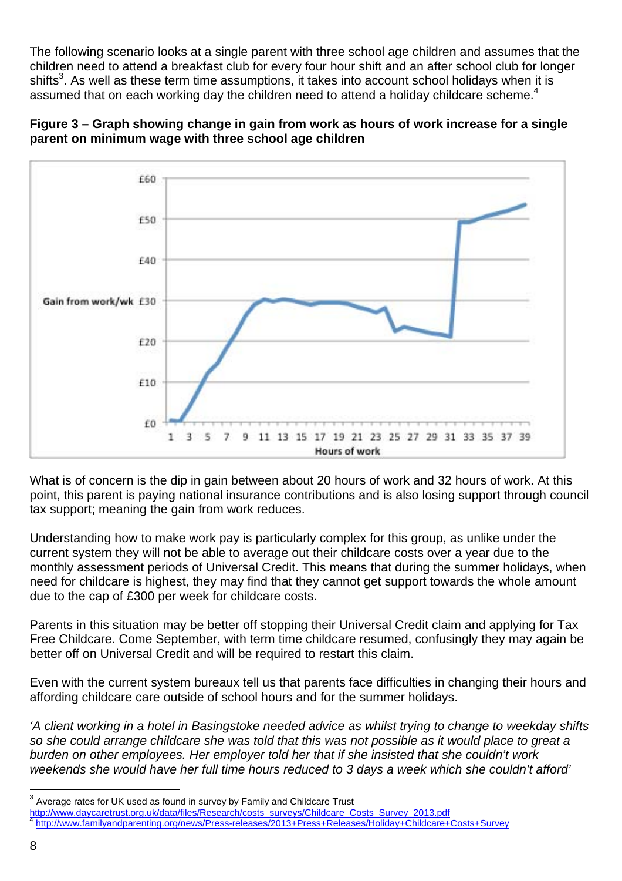The following scenario looks at a single parent with three school age children and assumes that the children need to attend a breakfast club for every four hour shift and an after school club for longer shifts[3]. As well as these term time assumptions, it takes into account school holidays when it is assumed that on each working day the children need to attend a holiday childcare scheme.[4]

**Figure 3 – Graph showing change in gain from work as hours of work increase for a single parent on minimum wage with three school age children**

What is of concern is the dip in gain between about 20 hours of work and 32 hours of work. At this point, this parent is paying national insurance contributions and is also losing support through council tax support; meaning the gain from work reduces.

Understanding how to make work pay is particularly complex for this group, as unlike under the current system they will not be able to average out their childcare costs over a year due to the monthly assessment periods of Universal Credit. This means that during the summer holidays, when need for childcare is highest, they may find that they cannot get support towards the whole amount due to the cap of £300 per week for childcare costs.

Parents in this situation may be better off stopping their Universal Credit claim and applying for Tax Free Childcare. Come September, with term time childcare resumed, confusingly they may again be better off on Universal Credit and will be required to restart this claim.

Even with the current system bureaux tell us that parents face difficulties in changing their hours and affording childcare care outside of school hours and for the summer holidays.

*'A client working in a hotel in Basingstoke needed advice as whilst trying to change to weekday shifts so she could arrange childcare she was told that this was not possible as it would place to great a burden on other employees. Her employer told her that if she insisted that she couldn't work weekends she would have her full time hours reduced to 3 days a week which she couldn't afford'*

---

[3] Average rates for UK used as found in survey by Family and Childcare Trust http://www.daycaretrust.org.uk/data/files/Research/costs_surveys/Childcare_Costs_Survey_2013.pdf

[4] http://www.familyandparenting.org/news/Press-releases/2013+Press+Releases/Holiday+Childcare+Costs+Survey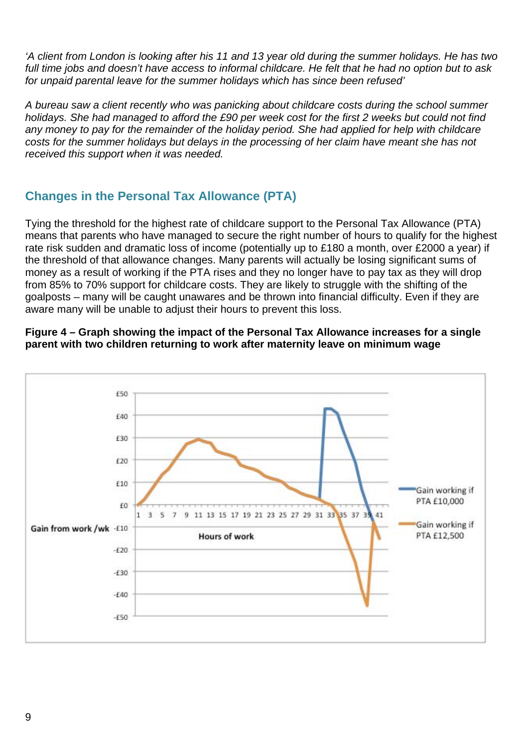*'A client from London is looking after his 11 and 13 year old during the summer holidays. He has two full time jobs and doesn't have access to informal childcare. He felt that he had no option but to ask for unpaid parental leave for the summer holidays which has since been refused'*

*A bureau saw a client recently who was panicking about childcare costs during the school summer holidays. She had managed to afford the £90 per week cost for the first 2 weeks but could not find any money to pay for the remainder of the holiday period. She had applied for help with childcare costs for the summer holidays but delays in the processing of her claim have meant she has not received this support when it was needed.*

## Changes in the Personal Tax Allowance (PTA)

Tying the threshold for the highest rate of childcare support to the Personal Tax Allowance (PTA) means that parents who have managed to secure the right number of hours to qualify for the highest rate risk sudden and dramatic loss of income (potentially up to £180 a month, over £2000 a year) if the threshold of that allowance changes. Many parents will actually be losing significant sums of money as a result of working if the PTA rises and they no longer have to pay tax as they will drop from 85% to 70% support for childcare costs. They are likely to struggle with the shifting of the goalposts – many will be caught unawares and be thrown into financial difficulty. Even if they are aware many will be unable to adjust their hours to prevent this loss.

**Figure 4 – Graph showing the impact of the Personal Tax Allowance increases for a single parent with two children returning to work after maternity leave on minimum wage**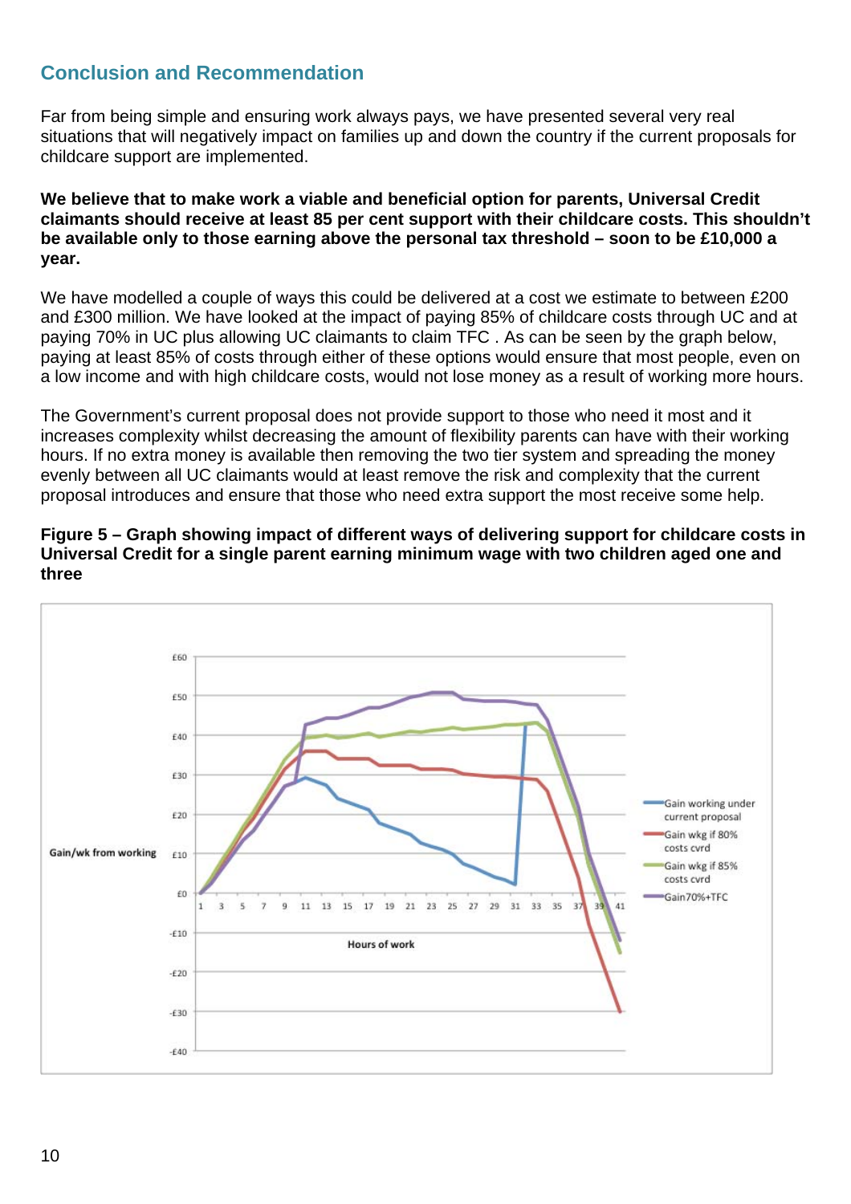## Conclusion and Recommendation

Far from being simple and ensuring work always pays, we have presented several very real situations that will negatively impact on families up and down the country if the current proposals for childcare support are implemented.

**We believe that to make work a viable and beneficial option for parents, Universal Credit claimants should receive at least 85 per cent support with their childcare costs. This shouldn't be available only to those earning above the personal tax threshold – soon to be £10,000 a year.**

We have modelled a couple of ways this could be delivered at a cost we estimate to between £200 and £300 million. We have looked at the impact of paying 85% of childcare costs through UC and at paying 70% in UC plus allowing UC claimants to claim TFC . As can be seen by the graph below, paying at least 85% of costs through either of these options would ensure that most people, even on a low income and with high childcare costs, would not lose money as a result of working more hours.

The Government's current proposal does not provide support to those who need it most and it increases complexity whilst decreasing the amount of flexibility parents can have with their working hours. If no extra money is available then removing the two tier system and spreading the money evenly between all UC claimants would at least remove the risk and complexity that the current proposal introduces and ensure that those who need extra support the most receive some help.

**Figure 5 – Graph showing impact of different ways of delivering support for childcare costs in Universal Credit for a single parent earning minimum wage with two children aged one and three**

Gain/wk from working

£60
£50
£40
£30
£20
£10
£0
-£10
-£20
-£30
-£40

1 3 5 7 9 11 13 15 17 19 21 23 25 27 29 31 33 35 37 39 41

Hours of work

Gain working under current proposal
Gain wkg if 80% costs cvrd
Gain wkg if 85% costs cvrd
Gain70%+TFC